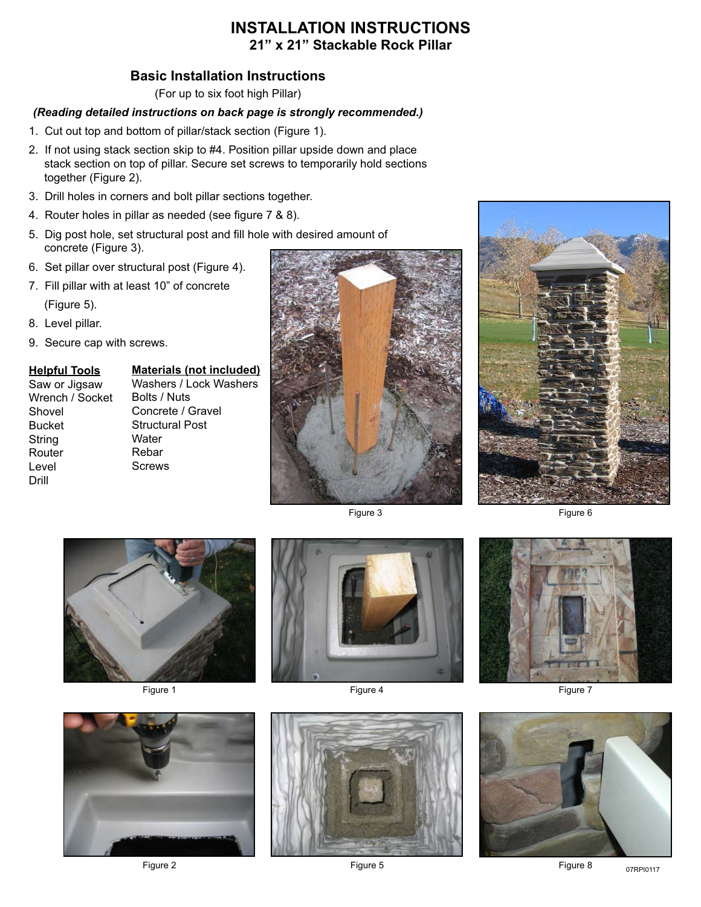# INSTALLATION INSTRUCTIONS

## 21" x 21" Stackable Rock Pillar

### Basic Installation Instructions

(For up to six foot high Pillar)

***(Reading detailed instructions on back page is strongly recommended.)***

1. Cut out top and bottom of pillar/stack section (Figure 1).
2. If not using stack section skip to #4. Position pillar upside down and place stack section on top of pillar. Secure set screws to temporarily hold sections together (Figure 2).
3. Drill holes in corners and bolt pillar sections together.
4. Router holes in pillar as needed (see figure 7 & 8).
5. Dig post hole, set structural post and fill hole with desired amount of concrete (Figure 3).
6. Set pillar over structural post (Figure 4).
7. Fill pillar with at least 10" of concrete (Figure 5).
8. Level pillar.
9. Secure cap with screws.

| **Helpful Tools** | **Materials (not included)** |
| --- | --- |
| Saw or Jigsaw | Washers / Lock Washers |
| Wrench / Socket | Bolts / Nuts |
| Shovel | Concrete / Gravel |
| Bucket | Structural Post |
| String | Water |
| Router | Rebar |
| Level | Screws |
| Drill | |

Figure 3

Figure 6

Figure 1

Figure 4

Figure 7

Figure 2

Figure 5

Figure 8

07RPI0117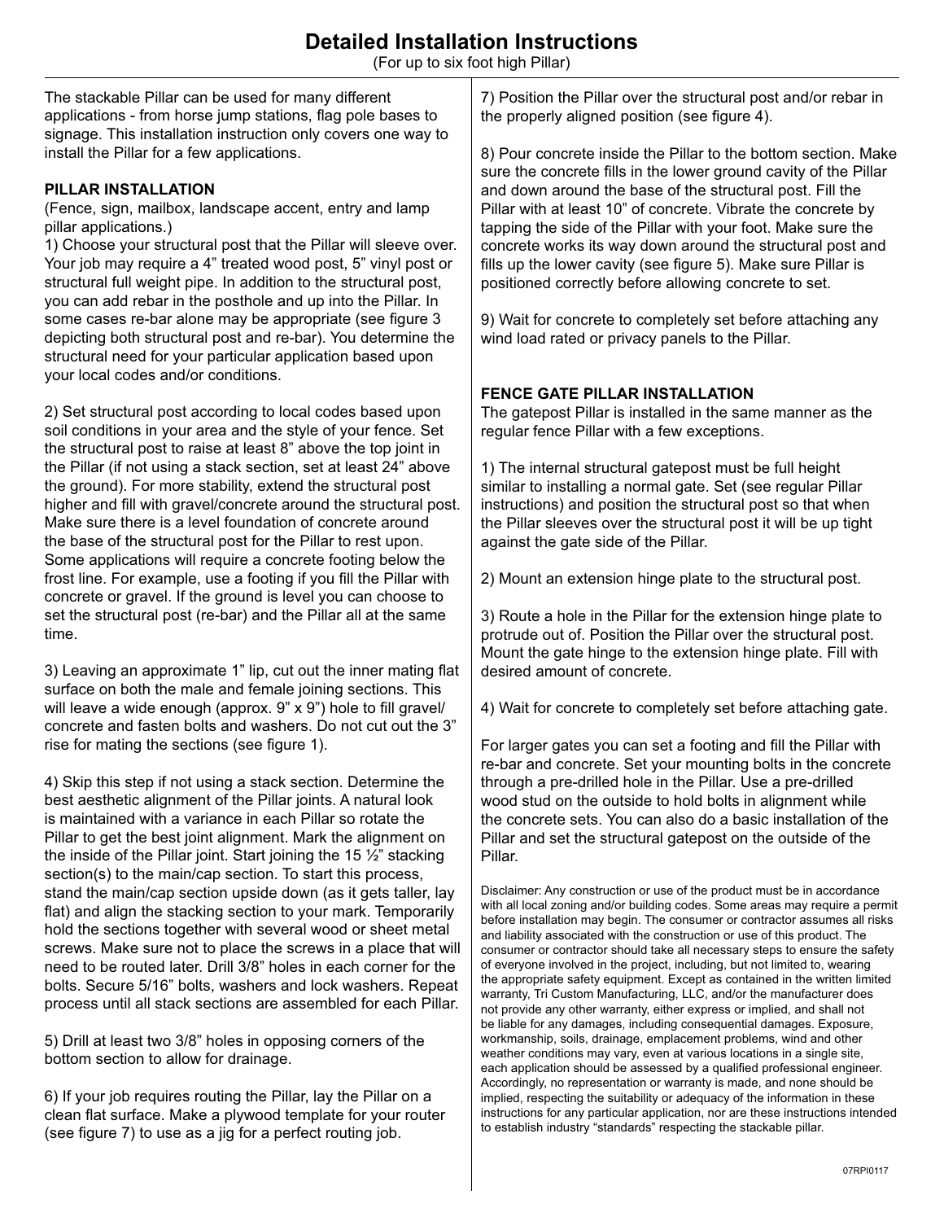# Detailed Installation Instructions

(For up to six foot high Pillar)

The stackable Pillar can be used for many different applications - from horse jump stations, flag pole bases to signage. This installation instruction only covers one way to install the Pillar for a few applications.

**PILLAR INSTALLATION**

(Fence, sign, mailbox, landscape accent, entry and lamp pillar applications.)

1) Choose your structural post that the Pillar will sleeve over. Your job may require a 4" treated wood post, 5" vinyl post or structural full weight pipe. In addition to the structural post, you can add rebar in the posthole and up into the Pillar. In some cases re-bar alone may be appropriate (see figure 3 depicting both structural post and re-bar). You determine the structural need for your particular application based upon your local codes and/or conditions.

2) Set structural post according to local codes based upon soil conditions in your area and the style of your fence. Set the structural post to raise at least 8" above the top joint in the Pillar (if not using a stack section, set at least 24" above the ground). For more stability, extend the structural post higher and fill with gravel/concrete around the structural post. Make sure there is a level foundation of concrete around the base of the structural post for the Pillar to rest upon. Some applications will require a concrete footing below the frost line. For example, use a footing if you fill the Pillar with concrete or gravel. If the ground is level you can choose to set the structural post (re-bar) and the Pillar all at the same time.

3) Leaving an approximate 1" lip, cut out the inner mating flat surface on both the male and female joining sections. This will leave a wide enough (approx. 9" x 9") hole to fill gravel/ concrete and fasten bolts and washers. Do not cut out the 3" rise for mating the sections (see figure 1).

4) Skip this step if not using a stack section. Determine the best aesthetic alignment of the Pillar joints. A natural look is maintained with a variance in each Pillar so rotate the Pillar to get the best joint alignment. Mark the alignment on the inside of the Pillar joint. Start joining the 15 ½" stacking section(s) to the main/cap section. To start this process, stand the main/cap section upside down (as it gets taller, lay flat) and align the stacking section to your mark. Temporarily hold the sections together with several wood or sheet metal screws. Make sure not to place the screws in a place that will need to be routed later. Drill 3/8" holes in each corner for the bolts. Secure 5/16" bolts, washers and lock washers. Repeat process until all stack sections are assembled for each Pillar.

5) Drill at least two 3/8" holes in opposing corners of the bottom section to allow for drainage.

6) If your job requires routing the Pillar, lay the Pillar on a clean flat surface. Make a plywood template for your router (see figure 7) to use as a jig for a perfect routing job.

7) Position the Pillar over the structural post and/or rebar in the properly aligned position (see figure 4).

8) Pour concrete inside the Pillar to the bottom section. Make sure the concrete fills in the lower ground cavity of the Pillar and down around the base of the structural post. Fill the Pillar with at least 10" of concrete. Vibrate the concrete by tapping the side of the Pillar with your foot. Make sure the concrete works its way down around the structural post and fills up the lower cavity (see figure 5). Make sure Pillar is positioned correctly before allowing concrete to set.

9) Wait for concrete to completely set before attaching any wind load rated or privacy panels to the Pillar.

**FENCE GATE PILLAR INSTALLATION**

The gatepost Pillar is installed in the same manner as the regular fence Pillar with a few exceptions.

1) The internal structural gatepost must be full height similar to installing a normal gate. Set (see regular Pillar instructions) and position the structural post so that when the Pillar sleeves over the structural post it will be up tight against the gate side of the Pillar.

2) Mount an extension hinge plate to the structural post.

3) Route a hole in the Pillar for the extension hinge plate to protrude out of. Position the Pillar over the structural post. Mount the gate hinge to the extension hinge plate. Fill with desired amount of concrete.

4) Wait for concrete to completely set before attaching gate.

For larger gates you can set a footing and fill the Pillar with re-bar and concrete. Set your mounting bolts in the concrete through a pre-drilled hole in the Pillar. Use a pre-drilled wood stud on the outside to hold bolts in alignment while the concrete sets. You can also do a basic installation of the Pillar and set the structural gatepost on the outside of the Pillar.

Disclaimer: Any construction or use of the product must be in accordance with all local zoning and/or building codes. Some areas may require a permit before installation may begin. The consumer or contractor assumes all risks and liability associated with the construction or use of this product. The consumer or contractor should take all necessary steps to ensure the safety of everyone involved in the project, including, but not limited to, wearing the appropriate safety equipment. Except as contained in the written limited warranty, Tri Custom Manufacturing, LLC, and/or the manufacturer does not provide any other warranty, either express or implied, and shall not be liable for any damages, including consequential damages. Exposure, workmanship, soils, drainage, emplacement problems, wind and other weather conditions may vary, even at various locations in a single site, each application should be assessed by a qualified professional engineer. Accordingly, no representation or warranty is made, and none should be implied, respecting the suitability or adequacy of the information in these instructions for any particular application, nor are these instructions intended to establish industry "standards" respecting the stackable pillar.

07RPI0117